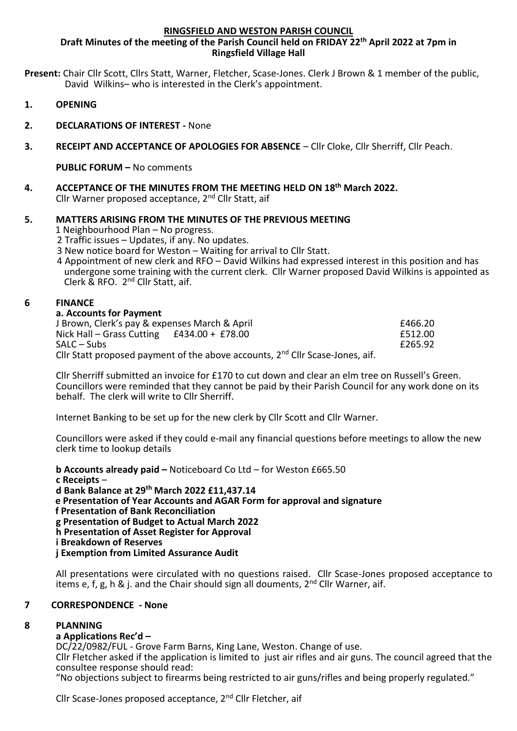**RINGSFIELD AND WESTON PARISH COUNCIL**

**Draft Minutes of the meeting of the Parish Council held on FRIDAY 22[th] April 2022 at 7pm in Ringsfield Village Hall**

**Present:** Chair Cllr Scott, Cllrs Statt, Warner, Fletcher, Scase-Jones. Clerk J Brown & 1 member of the public, David Wilkins– who is interested in the Clerk's appointment.

**1. OPENING**

**2. DECLARATIONS OF INTEREST -** None

**3. RECEIPT AND ACCEPTANCE OF APOLOGIES FOR ABSENCE** – Cllr Cloke, Cllr Sherriff, Cllr Peach.

**PUBLIC FORUM –** No comments

**4. ACCEPTANCE OF THE MINUTES FROM THE MEETING HELD ON 18[th] March 2022.**
Cllr Warner proposed acceptance, 2[nd] Cllr Statt, aif

**5. MATTERS ARISING FROM THE MINUTES OF THE PREVIOUS MEETING**

1 Neighbourhood Plan – No progress.
2 Traffic issues – Updates, if any. No updates.
3 New notice board for Weston – Waiting for arrival to Cllr Statt.
4 Appointment of new clerk and RFO – David Wilkins had expressed interest in this position and has undergone some training with the current clerk. Cllr Warner proposed David Wilkins is appointed as Clerk & RFO. 2[nd] Cllr Statt, aif.

**6 FINANCE**

**a. Accounts for Payment**

| | |
|---|---|
| J Brown, Clerk's pay & expenses March & April | £466.20 |
| Nick Hall – Grass Cutting £434.00 + £78.00 | £512.00 |
| SALC – Subs | £265.92 |

Cllr Statt proposed payment of the above accounts, 2[nd] Cllr Scase-Jones, aif.

Cllr Sherriff submitted an invoice for £170 to cut down and clear an elm tree on Russell's Green. Councillors were reminded that they cannot be paid by their Parish Council for any work done on its behalf. The clerk will write to Cllr Sherriff.

Internet Banking to be set up for the new clerk by Cllr Scott and Cllr Warner.

Councillors were asked if they could e-mail any financial questions before meetings to allow the new clerk time to lookup details

**b Accounts already paid –** Noticeboard Co Ltd – for Weston £665.50
**c Receipts** –
**d Bank Balance at 29[th] March 2022 £11,437.14**
**e Presentation of Year Accounts and AGAR Form for approval and signature**
**f Presentation of Bank Reconciliation**
**g Presentation of Budget to Actual March 2022**
**h Presentation of Asset Register for Approval**
**i Breakdown of Reserves**
**j Exemption from Limited Assurance Audit**

All presentations were circulated with no questions raised. Cllr Scase-Jones proposed acceptance to items e, f, g, h & j. and the Chair should sign all douments, 2[nd] Cllr Warner, aif.

**7 CORRESPONDENCE - None**

**8 PLANNING**

**a Applications Rec'd –**

DC/22/0982/FUL - Grove Farm Barns, King Lane, Weston. Change of use.
Cllr Fletcher asked if the application is limited to just air rifles and air guns. The council agreed that the consultee response should read:
"No objections subject to firearms being restricted to air guns/rifles and being properly regulated."

Cllr Scase-Jones proposed acceptance, 2[nd] Cllr Fletcher, aif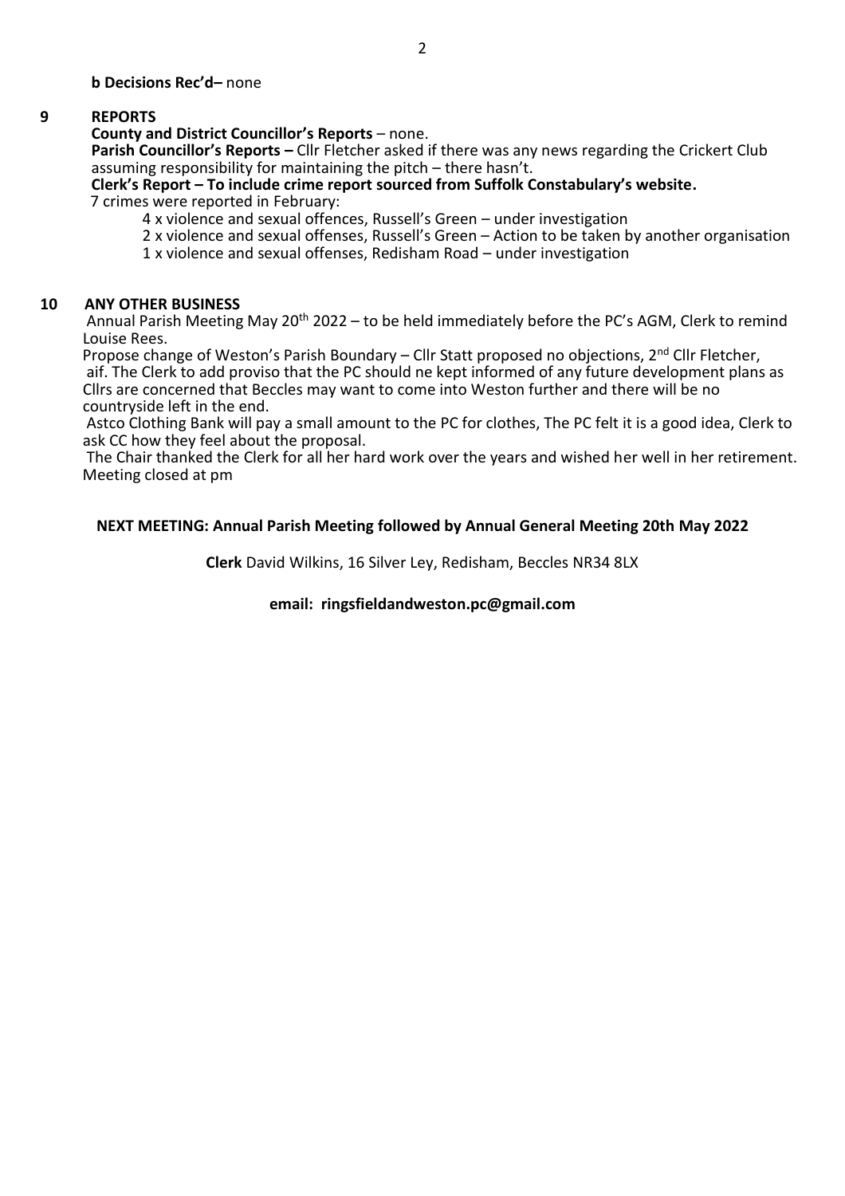**b Decisions Rec'd–** none

## 9 REPORTS

**County and District Councillor's Reports** – none.

**Parish Councillor's Reports –** Cllr Fletcher asked if there was any news regarding the Crickert Club assuming responsibility for maintaining the pitch – there hasn't.

**Clerk's Report – To include crime report sourced from Suffolk Constabulary's website.**

7 crimes were reported in February:

- 4 x violence and sexual offences, Russell's Green – under investigation
- 2 x violence and sexual offenses, Russell's Green – Action to be taken by another organisation
- 1 x violence and sexual offenses, Redisham Road – under investigation

## 10 ANY OTHER BUSINESS

Annual Parish Meeting May 20th 2022 – to be held immediately before the PC's AGM, Clerk to remind Louise Rees.

Propose change of Weston's Parish Boundary – Cllr Statt proposed no objections, 2nd Cllr Fletcher, aif. The Clerk to add proviso that the PC should ne kept informed of any future development plans as Cllrs are concerned that Beccles may want to come into Weston further and there will be no countryside left in the end.

Astco Clothing Bank will pay a small amount to the PC for clothes, The PC felt it is a good idea, Clerk to ask CC how they feel about the proposal.

The Chair thanked the Clerk for all her hard work over the years and wished her well in her retirement.

Meeting closed at pm

**NEXT MEETING: Annual Parish Meeting followed by Annual General Meeting 20th May 2022**

**Clerk** David Wilkins, 16 Silver Ley, Redisham, Beccles NR34 8LX

**email: ringsfieldandweston.pc@gmail.com**